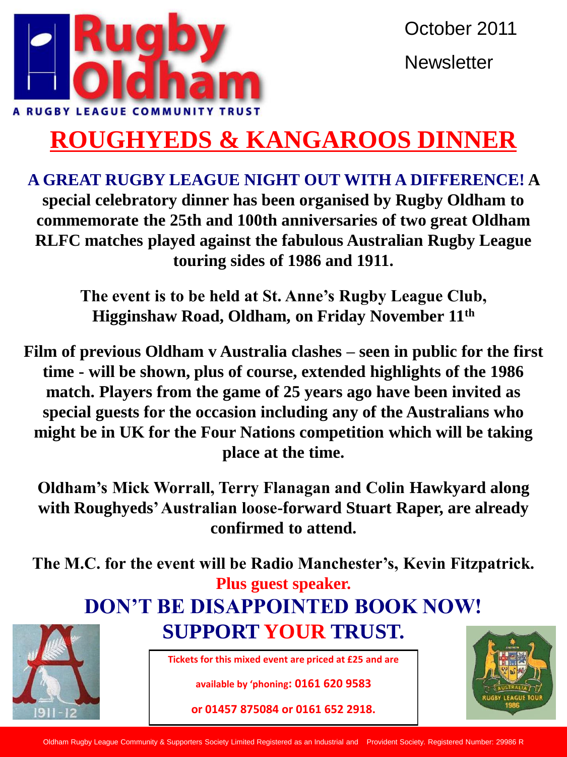Rugby Oldham

A RUGBY LEAGUE COMMUNITY TRUST

October 2011

Newsletter

# ROUGHYEDS & KANGAROOS DINNER

**A GREAT RUGBY LEAGUE NIGHT OUT WITH A DIFFERENCE! A special celebratory dinner has been organised by Rugby Oldham to commemorate the 25th and 100th anniversaries of two great Oldham RLFC matches played against the fabulous Australian Rugby League touring sides of 1986 and 1911.**

**The event is to be held at St. Anne's Rugby League Club, Higginshaw Road, Oldham, on Friday November 11th**

**Film of previous Oldham v Australia clashes – seen in public for the first time - will be shown, plus of course, extended highlights of the 1986 match. Players from the game of 25 years ago have been invited as special guests for the occasion including any of the Australians who might be in UK for the Four Nations competition which will be taking place at the time.**

**Oldham's Mick Worrall, Terry Flanagan and Colin Hawkyard along with Roughyeds' Australian loose-forward Stuart Raper, are already confirmed to attend.**

**The M.C. for the event will be Radio Manchester's, Kevin Fitzpatrick.**

**Plus guest speaker.**

## DON'T BE DISAPPOINTED BOOK NOW!

## SUPPORT YOUR TRUST.

**Tickets for this mixed event are priced at £25 and are available by 'phoning: 0161 620 9583 or 01457 875084 or 0161 652 2918.**

1911-12

AUSTRALIA RUGBY LEAGUE TOUR 1986

Oldham Rugby League Community & Supporters Society Limited Registered as an Industrial and Provident Society. Registered Number: 29986 R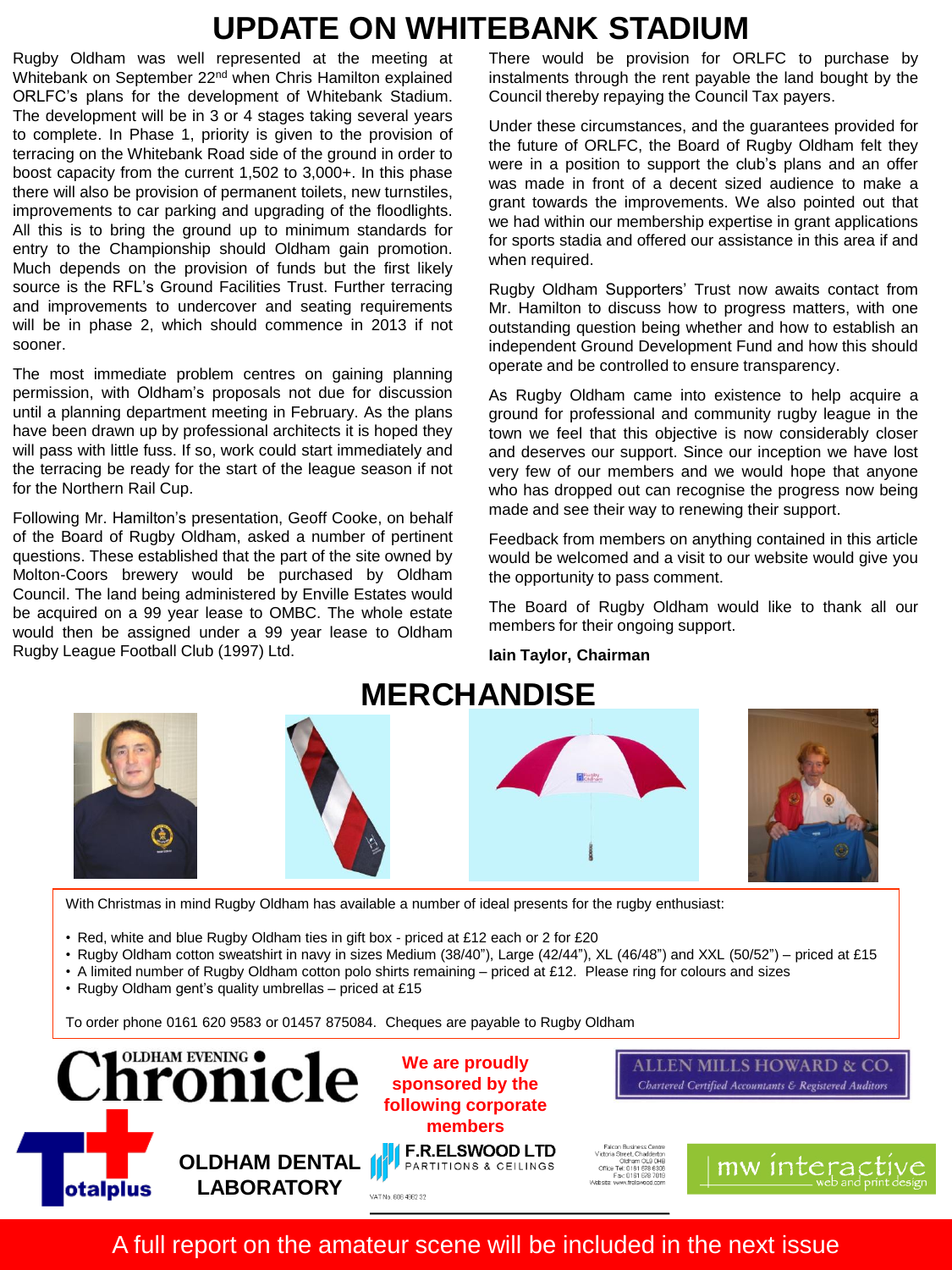# UPDATE ON WHITEBANK STADIUM

Rugby Oldham was well represented at the meeting at Whitebank on September 22nd when Chris Hamilton explained ORLFC's plans for the development of Whitebank Stadium. The development will be in 3 or 4 stages taking several years to complete. In Phase 1, priority is given to the provision of terracing on the Whitebank Road side of the ground in order to boost capacity from the current 1,502 to 3,000+. In this phase there will also be provision of permanent toilets, new turnstiles, improvements to car parking and upgrading of the floodlights. All this is to bring the ground up to minimum standards for entry to the Championship should Oldham gain promotion. Much depends on the provision of funds but the first likely source is the RFL's Ground Facilities Trust. Further terracing and improvements to undercover and seating requirements will be in phase 2, which should commence in 2013 if not sooner.

The most immediate problem centres on gaining planning permission, with Oldham's proposals not due for discussion until a planning department meeting in February. As the plans have been drawn up by professional architects it is hoped they will pass with little fuss. If so, work could start immediately and the terracing be ready for the start of the league season if not for the Northern Rail Cup.

Following Mr. Hamilton's presentation, Geoff Cooke, on behalf of the Board of Rugby Oldham, asked a number of pertinent questions. These established that the part of the site owned by Molton-Coors brewery would be purchased by Oldham Council. The land being administered by Enville Estates would be acquired on a 99 year lease to OMBC. The whole estate would then be assigned under a 99 year lease to Oldham Rugby League Football Club (1997) Ltd.

There would be provision for ORLFC to purchase by instalments through the rent payable the land bought by the Council thereby repaying the Council Tax payers.

Under these circumstances, and the guarantees provided for the future of ORLFC, the Board of Rugby Oldham felt they were in a position to support the club's plans and an offer was made in front of a decent sized audience to make a grant towards the improvements. We also pointed out that we had within our membership expertise in grant applications for sports stadia and offered our assistance in this area if and when required.

Rugby Oldham Supporters' Trust now awaits contact from Mr. Hamilton to discuss how to progress matters, with one outstanding question being whether and how to establish an independent Ground Development Fund and how this should operate and be controlled to ensure transparency.

As Rugby Oldham came into existence to help acquire a ground for professional and community rugby league in the town we feel that this objective is now considerably closer and deserves our support. Since our inception we have lost very few of our members and we would hope that anyone who has dropped out can recognise the progress now being made and see their way to renewing their support.

Feedback from members on anything contained in this article would be welcomed and a visit to our website would give you the opportunity to pass comment.

The Board of Rugby Oldham would like to thank all our members for their ongoing support.

**Iain Taylor, Chairman**

# MERCHANDISE

With Christmas in mind Rugby Oldham has available a number of ideal presents for the rugby enthusiast:

- Red, white and blue Rugby Oldham ties in gift box - priced at £12 each or 2 for £20
- Rugby Oldham cotton sweatshirt in navy in sizes Medium (38/40"), Large (42/44"), XL (46/48") and XXL (50/52") – priced at £15
- A limited number of Rugby Oldham cotton polo shirts remaining – priced at £12. Please ring for colours and sizes
- Rugby Oldham gent's quality umbrellas – priced at £15

To order phone 0161 620 9583 or 01457 875084. Cheques are payable to Rugby Oldham

**We are proudly sponsored by the following corporate members**

Oldham Evening Chronicle

Allen Mills Howard & Co. — Chartered Certified Accountants & Registered Auditors

Totalplus

**OLDHAM DENTAL LABORATORY**

F.R.ELSWOOD LTD — Partitions & Ceilings

mw interactive — web and print design

A full report on the amateur scene will be included in the next issue